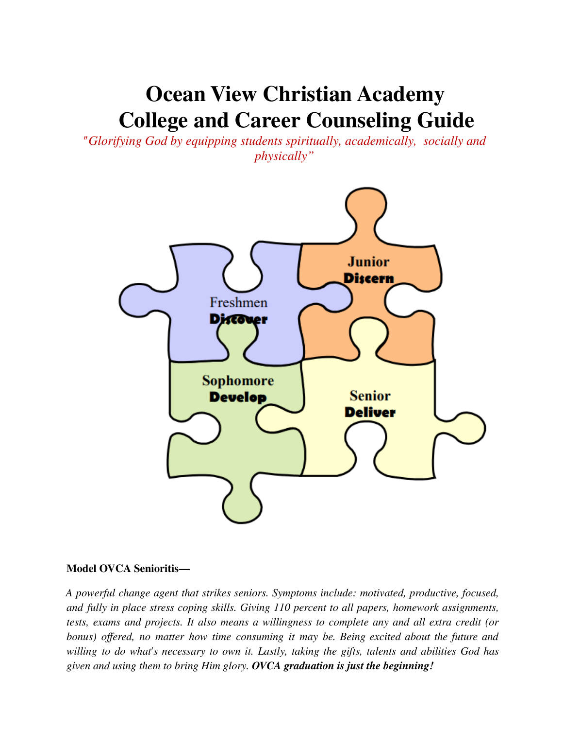# Ocean View Christian Academy
# College and Career Counseling Guide

*"Glorifying God by equipping students spiritually, academically, socially and physically"*

Freshmen **Discover**

Junior **Discern**

Sophomore **Develop**

Senior **Deliver**

**Model OVCA Senioritis—**

*A powerful change agent that strikes seniors. Symptoms include: motivated, productive, focused, and fully in place stress coping skills. Giving 110 percent to all papers, homework assignments, tests, exams and projects. It also means a willingness to complete any and all extra credit (or bonus) offered, no matter how time consuming it may be. Being excited about the future and willing to do what's necessary to own it. Lastly, taking the gifts, talents and abilities God has given and using them to bring Him glory.* ***OVCA graduation is just the beginning!***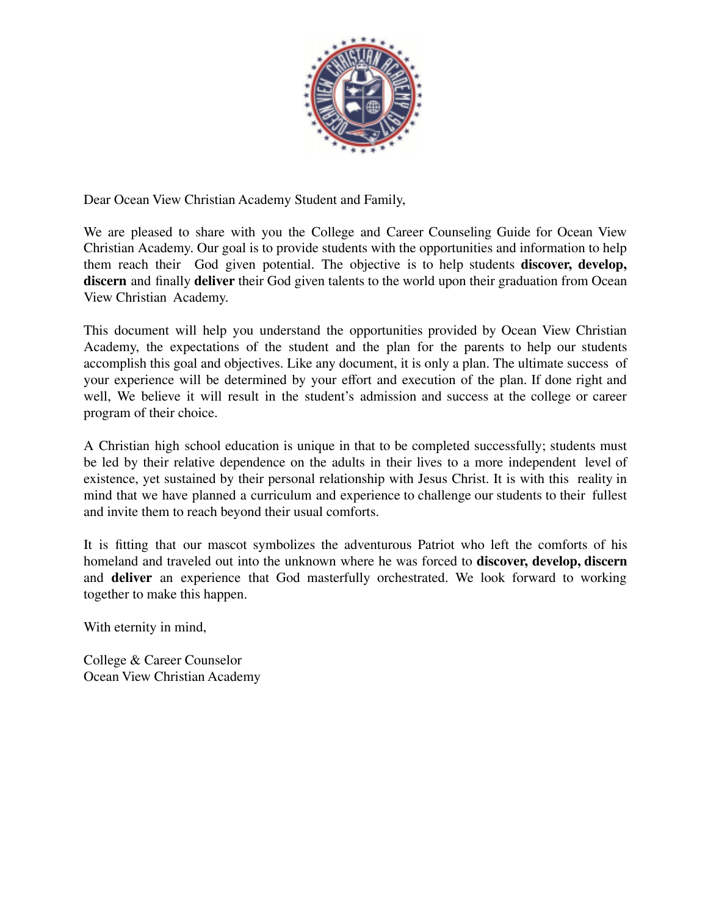Dear Ocean View Christian Academy Student and Family,

We are pleased to share with you the College and Career Counseling Guide for Ocean View Christian Academy. Our goal is to provide students with the opportunities and information to help them reach their God given potential. The objective is to help students **discover, develop, discern** and finally **deliver** their God given talents to the world upon their graduation from Ocean View Christian Academy.

This document will help you understand the opportunities provided by Ocean View Christian Academy, the expectations of the student and the plan for the parents to help our students accomplish this goal and objectives. Like any document, it is only a plan. The ultimate success of your experience will be determined by your effort and execution of the plan. If done right and well, We believe it will result in the student's admission and success at the college or career program of their choice.

A Christian high school education is unique in that to be completed successfully; students must be led by their relative dependence on the adults in their lives to a more independent level of existence, yet sustained by their personal relationship with Jesus Christ. It is with this reality in mind that we have planned a curriculum and experience to challenge our students to their fullest and invite them to reach beyond their usual comforts.

It is fitting that our mascot symbolizes the adventurous Patriot who left the comforts of his homeland and traveled out into the unknown where he was forced to **discover, develop, discern** and **deliver** an experience that God masterfully orchestrated. We look forward to working together to make this happen.

With eternity in mind,

College & Career Counselor
Ocean View Christian Academy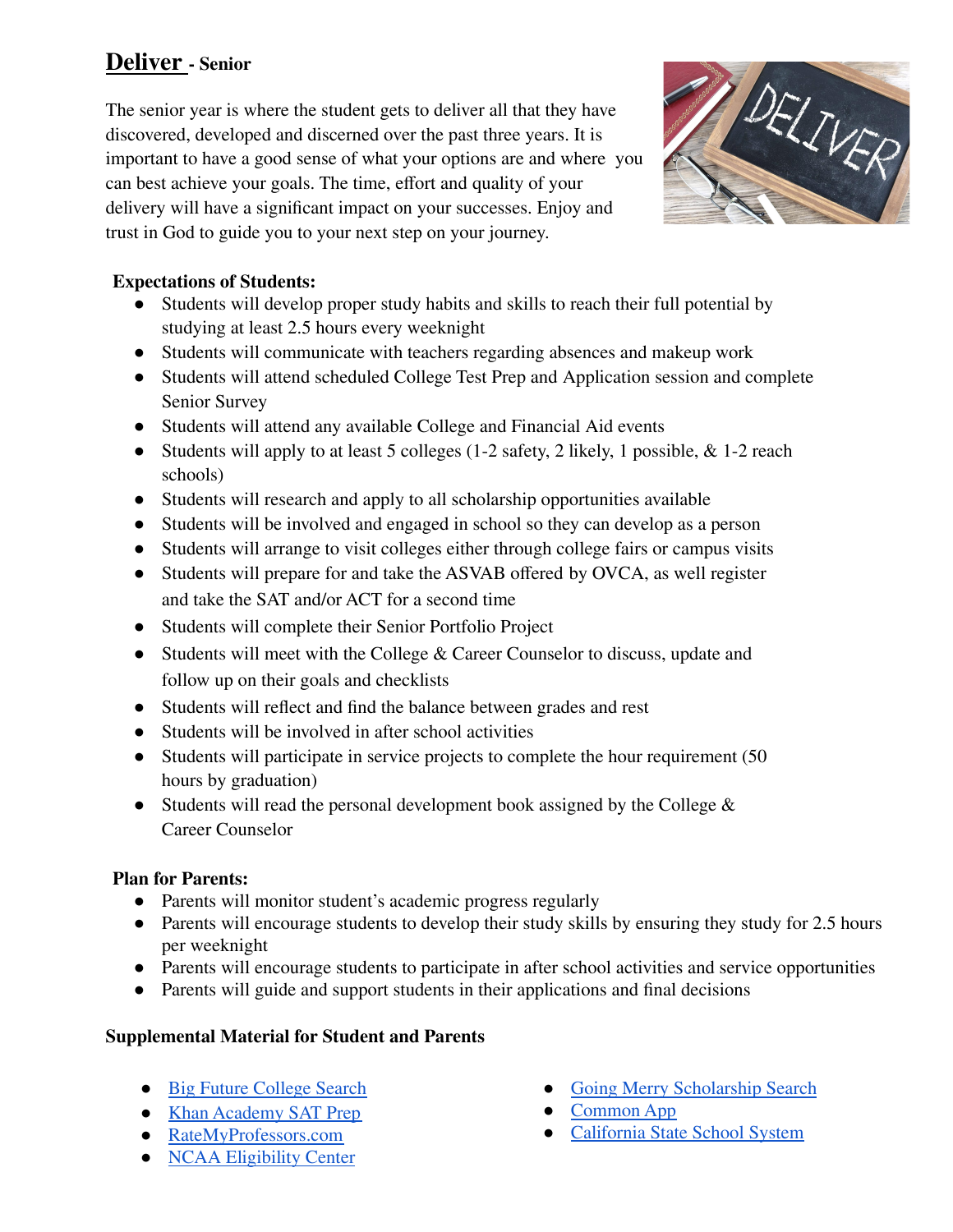# Deliver - Senior

The senior year is where the student gets to deliver all that they have discovered, developed and discerned over the past three years. It is important to have a good sense of what your options are and where you can best achieve your goals. The time, effort and quality of your delivery will have a significant impact on your successes. Enjoy and trust in God to guide you to your next step on your journey.

**Expectations of Students:**

- Students will develop proper study habits and skills to reach their full potential by studying at least 2.5 hours every weeknight
- Students will communicate with teachers regarding absences and makeup work
- Students will attend scheduled College Test Prep and Application session and complete Senior Survey
- Students will attend any available College and Financial Aid events
- Students will apply to at least 5 colleges (1-2 safety, 2 likely, 1 possible, & 1-2 reach schools)
- Students will research and apply to all scholarship opportunities available
- Students will be involved and engaged in school so they can develop as a person
- Students will arrange to visit colleges either through college fairs or campus visits
- Students will prepare for and take the ASVAB offered by OVCA, as well register and take the SAT and/or ACT for a second time
- Students will complete their Senior Portfolio Project
- Students will meet with the College & Career Counselor to discuss, update and follow up on their goals and checklists
- Students will reflect and find the balance between grades and rest
- Students will be involved in after school activities
- Students will participate in service projects to complete the hour requirement (50 hours by graduation)
- Students will read the personal development book assigned by the College & Career Counselor

**Plan for Parents:**

- Parents will monitor student's academic progress regularly
- Parents will encourage students to develop their study skills by ensuring they study for 2.5 hours per weeknight
- Parents will encourage students to participate in after school activities and service opportunities
- Parents will guide and support students in their applications and final decisions

**Supplemental Material for Student and Parents**

- Big Future College Search
- Khan Academy SAT Prep
- RateMyProfessors.com
- NCAA Eligibility Center
- Going Merry Scholarship Search
- Common App
- California State School System